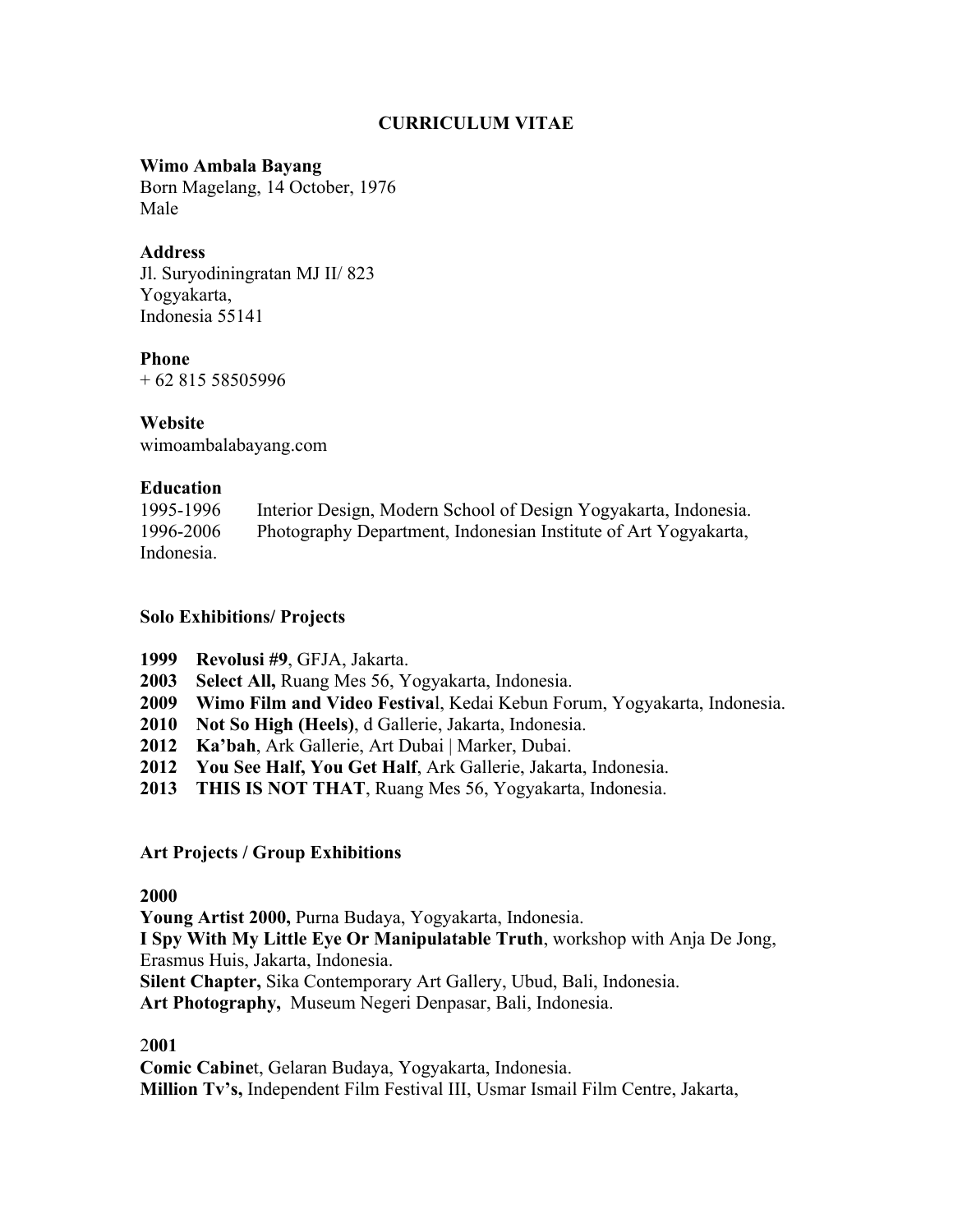# CURRICULUM VITAE

**Wimo Ambala Bayang**
Born Magelang, 14 October, 1976
Male

**Address**
Jl. Suryodiningratan MJ II/ 823
Yogyakarta,
Indonesia 55141

**Phone**
+ 62 815 58505996

**Website**
wimoambalabayang.com

**Education**

1995-1996 Interior Design, Modern School of Design Yogyakarta, Indonesia.
1996-2006 Photography Department, Indonesian Institute of Art Yogyakarta, Indonesia.

## Solo Exhibitions/ Projects

**1999** **Revolusi #9**, GFJA, Jakarta.
**2003** **Select All,** Ruang Mes 56, Yogyakarta, Indonesia.
**2009** **Wimo Film and Video Festiva**l, Kedai Kebun Forum, Yogyakarta, Indonesia.
**2010** **Not So High (Heels)**, d Gallerie, Jakarta, Indonesia.
**2012** **Ka'bah**, Ark Gallerie, Art Dubai | Marker, Dubai.
**2012** **You See Half, You Get Half**, Ark Gallerie, Jakarta, Indonesia.
**2013** **THIS IS NOT THAT**, Ruang Mes 56, Yogyakarta, Indonesia.

## Art Projects / Group Exhibitions

**2000**

**Young Artist 2000,** Purna Budaya, Yogyakarta, Indonesia.
**I Spy With My Little Eye Or Manipulatable Truth**, workshop with Anja De Jong, Erasmus Huis, Jakarta, Indonesia.
**Silent Chapter,** Sika Contemporary Art Gallery, Ubud, Bali, Indonesia.
**Art Photography,** Museum Negeri Denpasar, Bali, Indonesia.

2**001**

**Comic Cabine**t, Gelaran Budaya, Yogyakarta, Indonesia.
**Million Tv's,** Independent Film Festival III, Usmar Ismail Film Centre, Jakarta,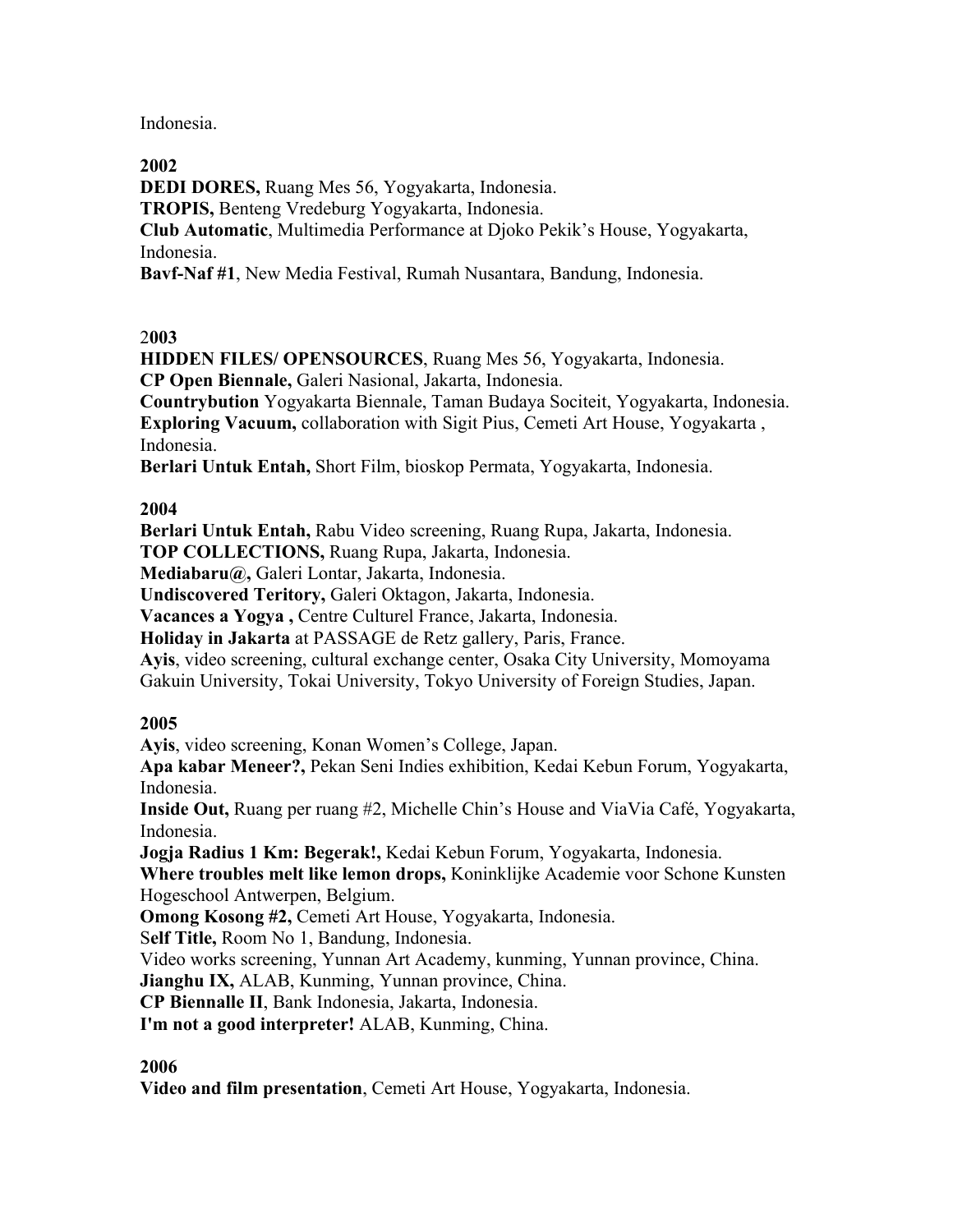Indonesia.

**2002**

**DEDI DORES,** Ruang Mes 56, Yogyakarta, Indonesia.
**TROPIS,** Benteng Vredeburg Yogyakarta, Indonesia.
**Club Automatic**, Multimedia Performance at Djoko Pekik's House, Yogyakarta, Indonesia.
**Bavf-Naf #1**, New Media Festival, Rumah Nusantara, Bandung, Indonesia.

2**003**

**HIDDEN FILES/ OPENSOURCES**, Ruang Mes 56, Yogyakarta, Indonesia.
**CP Open Biennale,** Galeri Nasional, Jakarta, Indonesia.
**Countrybution** Yogyakarta Biennale, Taman Budaya Sociteit, Yogyakarta, Indonesia.
**Exploring Vacuum,** collaboration with Sigit Pius, Cemeti Art House, Yogyakarta , Indonesia.
**Berlari Untuk Entah,** Short Film, bioskop Permata, Yogyakarta, Indonesia.

**2004**

**Berlari Untuk Entah,** Rabu Video screening, Ruang Rupa, Jakarta, Indonesia.
**TOP COLLECTIONS,** Ruang Rupa, Jakarta, Indonesia.
**Mediabaru@,** Galeri Lontar, Jakarta, Indonesia.
**Undiscovered Teritory,** Galeri Oktagon, Jakarta, Indonesia.
**Vacances a Yogya ,** Centre Culturel France, Jakarta, Indonesia.
**Holiday in Jakarta** at PASSAGE de Retz gallery, Paris, France.
**Ayis**, video screening, cultural exchange center, Osaka City University, Momoyama Gakuin University, Tokai University, Tokyo University of Foreign Studies, Japan.

**2005**

**Ayis**, video screening, Konan Women's College, Japan.
**Apa kabar Meneer?,** Pekan Seni Indies exhibition, Kedai Kebun Forum, Yogyakarta, Indonesia.
**Inside Out,** Ruang per ruang #2, Michelle Chin's House and ViaVia Café, Yogyakarta, Indonesia.
**Jogja Radius 1 Km: Begerak!,** Kedai Kebun Forum, Yogyakarta, Indonesia.
**Where troubles melt like lemon drops,** Koninklijke Academie voor Schone Kunsten Hogeschool Antwerpen, Belgium.
**Omong Kosong #2,** Cemeti Art House, Yogyakarta, Indonesia.
S**elf Title,** Room No 1, Bandung, Indonesia.
Video works screening, Yunnan Art Academy, kunming, Yunnan province, China.
**Jianghu IX,** ALAB, Kunming, Yunnan province, China.
**CP Biennalle II**, Bank Indonesia, Jakarta, Indonesia.
**I'm not a good interpreter!** ALAB, Kunming, China.

**2006**

**Video and film presentation**, Cemeti Art House, Yogyakarta, Indonesia.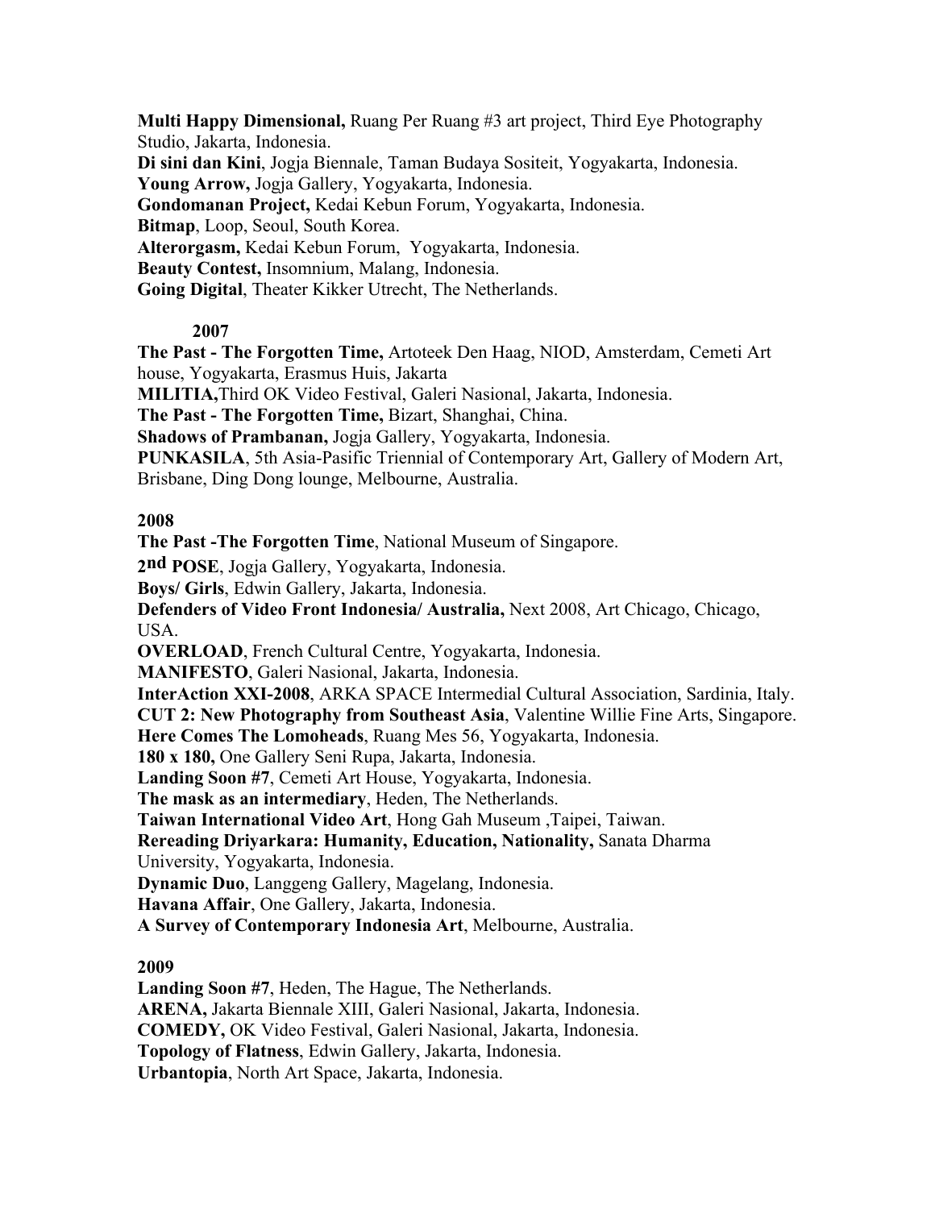**Multi Happy Dimensional,** Ruang Per Ruang #3 art project, Third Eye Photography Studio, Jakarta, Indonesia.
**Di sini dan Kini**, Jogja Biennale, Taman Budaya Sositeit, Yogyakarta, Indonesia.
**Young Arrow,** Jogja Gallery, Yogyakarta, Indonesia.
**Gondomanan Project,** Kedai Kebun Forum, Yogyakarta, Indonesia.
**Bitmap**, Loop, Seoul, South Korea.
**Alterorgasm,** Kedai Kebun Forum, Yogyakarta, Indonesia.
**Beauty Contest,** Insomnium, Malang, Indonesia.
**Going Digital**, Theater Kikker Utrecht, The Netherlands.

**2007**

**The Past - The Forgotten Time,** Artoteek Den Haag, NIOD, Amsterdam, Cemeti Art house, Yogyakarta, Erasmus Huis, Jakarta
**MILITIA,**Third OK Video Festival, Galeri Nasional, Jakarta, Indonesia.
**The Past - The Forgotten Time,** Bizart, Shanghai, China.
**Shadows of Prambanan,** Jogja Gallery, Yogyakarta, Indonesia.
**PUNKASILA**, 5th Asia-Pasific Triennial of Contemporary Art, Gallery of Modern Art, Brisbane, Ding Dong lounge, Melbourne, Australia.

**2008**

**The Past -The Forgotten Time**, National Museum of Singapore.
**2nd POSE**, Jogja Gallery, Yogyakarta, Indonesia.
**Boys/ Girls**, Edwin Gallery, Jakarta, Indonesia.
**Defenders of Video Front Indonesia/ Australia,** Next 2008, Art Chicago, Chicago, USA.
**OVERLOAD**, French Cultural Centre, Yogyakarta, Indonesia.
**MANIFESTO**, Galeri Nasional, Jakarta, Indonesia.
**InterAction XXI-2008**, ARKA SPACE Intermedial Cultural Association, Sardinia, Italy.
**CUT 2: New Photography from Southeast Asia**, Valentine Willie Fine Arts, Singapore.
**Here Comes The Lomoheads**, Ruang Mes 56, Yogyakarta, Indonesia.
**180 x 180,** One Gallery Seni Rupa, Jakarta, Indonesia.
**Landing Soon #7**, Cemeti Art House, Yogyakarta, Indonesia.
**The mask as an intermediary**, Heden, The Netherlands.
**Taiwan International Video Art**, Hong Gah Museum ,Taipei, Taiwan.
**Rereading Driyarkara: Humanity, Education, Nationality,** Sanata Dharma University, Yogyakarta, Indonesia.
**Dynamic Duo**, Langgeng Gallery, Magelang, Indonesia.
**Havana Affair**, One Gallery, Jakarta, Indonesia.
**A Survey of Contemporary Indonesia Art**, Melbourne, Australia.

**2009**

**Landing Soon #7**, Heden, The Hague, The Netherlands.
**ARENA,** Jakarta Biennale XIII, Galeri Nasional, Jakarta, Indonesia.
**COMEDY,** OK Video Festival, Galeri Nasional, Jakarta, Indonesia.
**Topology of Flatness**, Edwin Gallery, Jakarta, Indonesia.
**Urbantopia**, North Art Space, Jakarta, Indonesia.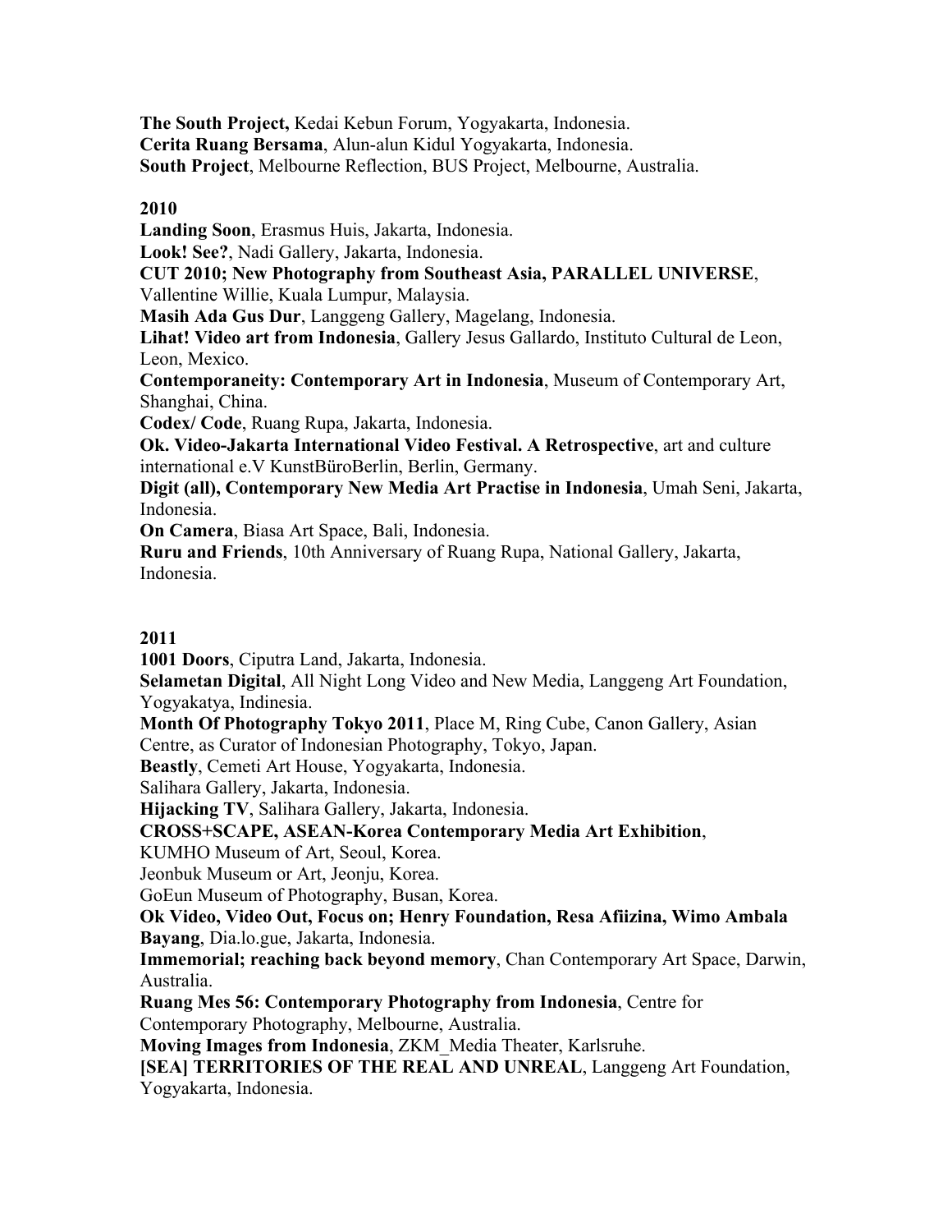**The South Project,** Kedai Kebun Forum, Yogyakarta, Indonesia.
**Cerita Ruang Bersama**, Alun-alun Kidul Yogyakarta, Indonesia.
**South Project**, Melbourne Reflection, BUS Project, Melbourne, Australia.

**2010**

**Landing Soon**, Erasmus Huis, Jakarta, Indonesia.
**Look! See?**, Nadi Gallery, Jakarta, Indonesia.
**CUT 2010; New Photography from Southeast Asia, PARALLEL UNIVERSE**, Vallentine Willie, Kuala Lumpur, Malaysia.
**Masih Ada Gus Dur**, Langgeng Gallery, Magelang, Indonesia.
**Lihat! Video art from Indonesia**, Gallery Jesus Gallardo, Instituto Cultural de Leon, Leon, Mexico.
**Contemporaneity: Contemporary Art in Indonesia**, Museum of Contemporary Art, Shanghai, China.
**Codex/ Code**, Ruang Rupa, Jakarta, Indonesia.
**Ok. Video-Jakarta International Video Festival. A Retrospective**, art and culture international e.V KunstBüroBerlin, Berlin, Germany.
**Digit (all), Contemporary New Media Art Practise in Indonesia**, Umah Seni, Jakarta, Indonesia.
**On Camera**, Biasa Art Space, Bali, Indonesia.
**Ruru and Friends**, 10th Anniversary of Ruang Rupa, National Gallery, Jakarta, Indonesia.

**2011**

**1001 Doors**, Ciputra Land, Jakarta, Indonesia.
**Selametan Digital**, All Night Long Video and New Media, Langgeng Art Foundation, Yogyakatya, Indinesia.
**Month Of Photography Tokyo 2011**, Place M, Ring Cube, Canon Gallery, Asian Centre, as Curator of Indonesian Photography, Tokyo, Japan.
**Beastly**, Cemeti Art House, Yogyakarta, Indonesia.
Salihara Gallery, Jakarta, Indonesia.
**Hijacking TV**, Salihara Gallery, Jakarta, Indonesia.
**CROSS+SCAPE, ASEAN-Korea Contemporary Media Art Exhibition**,
KUMHO Museum of Art, Seoul, Korea.
Jeonbuk Museum or Art, Jeonju, Korea.
GoEun Museum of Photography, Busan, Korea.
**Ok Video, Video Out, Focus on; Henry Foundation, Resa Afiizina, Wimo Ambala Bayang**, Dia.lo.gue, Jakarta, Indonesia.
**Immemorial; reaching back beyond memory**, Chan Contemporary Art Space, Darwin, Australia.
**Ruang Mes 56: Contemporary Photography from Indonesia**, Centre for Contemporary Photography, Melbourne, Australia.
**Moving Images from Indonesia**, ZKM_Media Theater, Karlsruhe.
**[SEA] TERRITORIES OF THE REAL AND UNREAL**, Langgeng Art Foundation, Yogyakarta, Indonesia.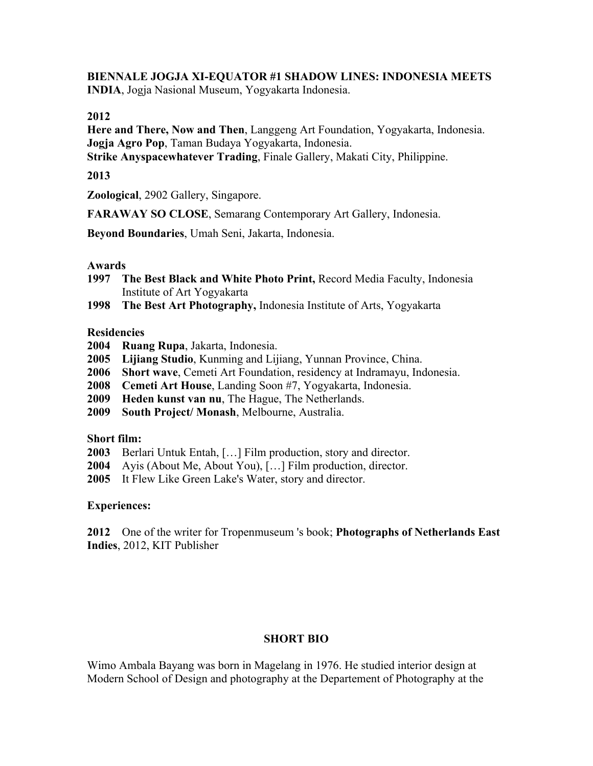**BIENNALE JOGJA XI-EQUATOR #1 SHADOW LINES: INDONESIA MEETS INDIA**, Jogja Nasional Museum, Yogyakarta Indonesia.

**2012**

**Here and There, Now and Then**, Langgeng Art Foundation, Yogyakarta, Indonesia.
**Jogja Agro Pop**, Taman Budaya Yogyakarta, Indonesia.
**Strike Anyspacewhatever Trading**, Finale Gallery, Makati City, Philippine.

**2013**

**Zoological**, 2902 Gallery, Singapore.

**FARAWAY SO CLOSE**, Semarang Contemporary Art Gallery, Indonesia.

**Beyond Boundaries**, Umah Seni, Jakarta, Indonesia.

**Awards**

**1997** **The Best Black and White Photo Print,** Record Media Faculty, Indonesia Institute of Art Yogyakarta
**1998** **The Best Art Photography,** Indonesia Institute of Arts, Yogyakarta

**Residencies**

**2004** **Ruang Rupa**, Jakarta, Indonesia.
**2005** **Lijiang Studio**, Kunming and Lijiang, Yunnan Province, China.
**2006** **Short wave**, Cemeti Art Foundation, residency at Indramayu, Indonesia.
**2008** **Cemeti Art House**, Landing Soon #7, Yogyakarta, Indonesia.
**2009** **Heden kunst van nu**, The Hague, The Netherlands.
**2009** **South Project/ Monash**, Melbourne, Australia.

**Short film:**

**2003** Berlari Untuk Entah, […] Film production, story and director.
**2004** Ayis (About Me, About You), […] Film production, director.
**2005** It Flew Like Green Lake's Water, story and director.

**Experiences:**

**2012** One of the writer for Tropenmuseum 's book; **Photographs of Netherlands East Indies**, 2012, KIT Publisher

## SHORT BIO

Wimo Ambala Bayang was born in Magelang in 1976. He studied interior design at Modern School of Design and photography at the Departement of Photography at the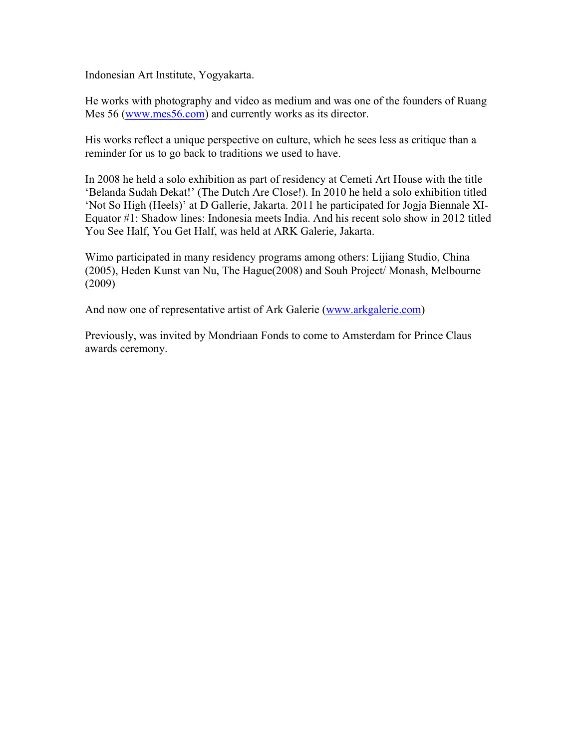Indonesian Art Institute, Yogyakarta.

He works with photography and video as medium and was one of the founders of Ruang Mes 56 (www.mes56.com) and currently works as its director.

His works reflect a unique perspective on culture, which he sees less as critique than a reminder for us to go back to traditions we used to have.

In 2008 he held a solo exhibition as part of residency at Cemeti Art House with the title 'Belanda Sudah Dekat!' (The Dutch Are Close!). In 2010 he held a solo exhibition titled 'Not So High (Heels)' at D Gallerie, Jakarta. 2011 he participated for Jogja Biennale XI- Equator #1: Shadow lines: Indonesia meets India. And his recent solo show in 2012 titled You See Half, You Get Half, was held at ARK Galerie, Jakarta.

Wimo participated in many residency programs among others: Lijiang Studio, China (2005), Heden Kunst van Nu, The Hague(2008) and Souh Project/ Monash, Melbourne (2009)

And now one of representative artist of Ark Galerie (www.arkgalerie.com)

Previously, was invited by Mondriaan Fonds to come to Amsterdam for Prince Claus awards ceremony.